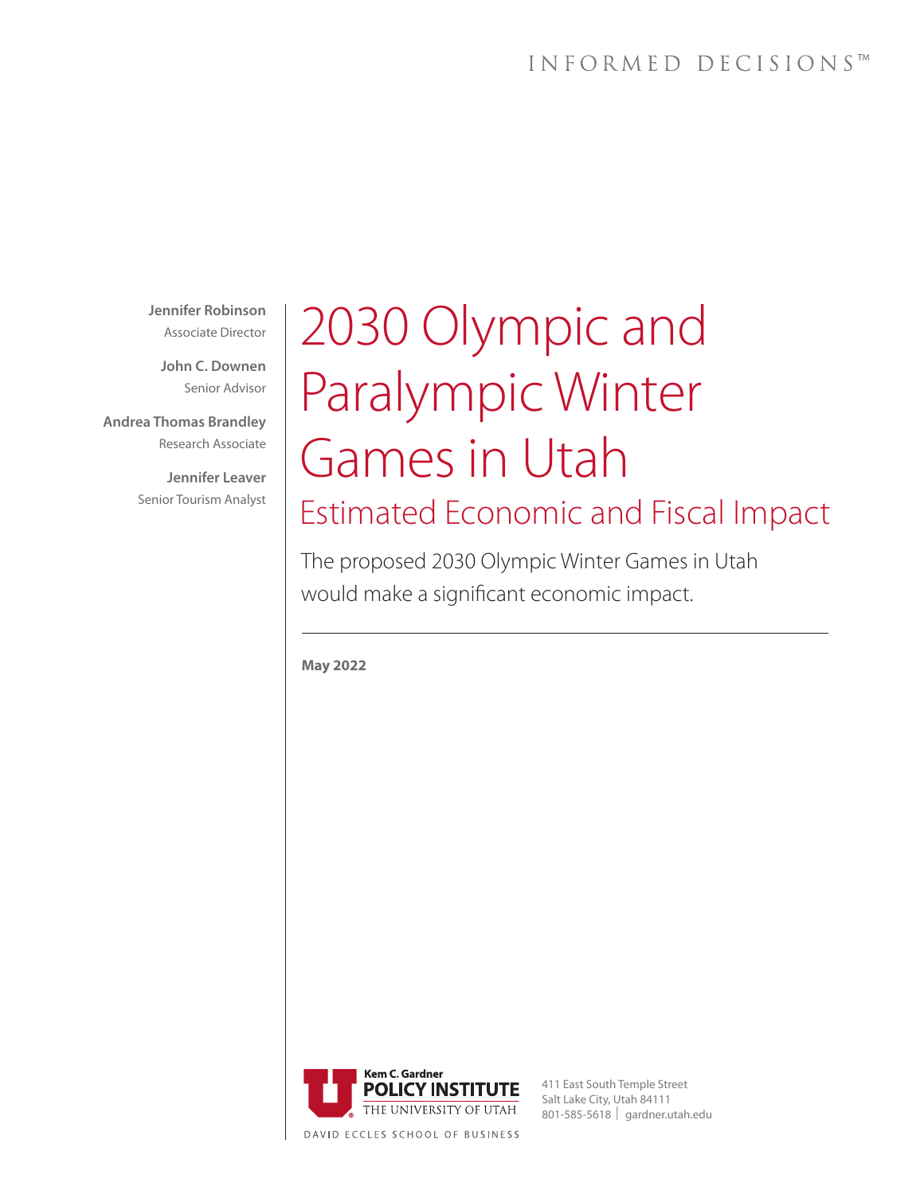INFORMED DECISIONS™

**Jennifer Robinson**
Associate Director

**John C. Downen**
Senior Advisor

**Andrea Thomas Brandley**
Research Associate

**Jennifer Leaver**
Senior Tourism Analyst

# 2030 Olympic and Paralympic Winter Games in Utah

## Estimated Economic and Fiscal Impact

The proposed 2030 Olympic Winter Games in Utah would make a significant economic impact.

**May 2022**

Kem C. Gardner POLICY INSTITUTE
THE UNIVERSITY OF UTAH
DAVID ECCLES SCHOOL OF BUSINESS

411 East South Temple Street
Salt Lake City, Utah 84111
801-585-5618 | gardner.utah.edu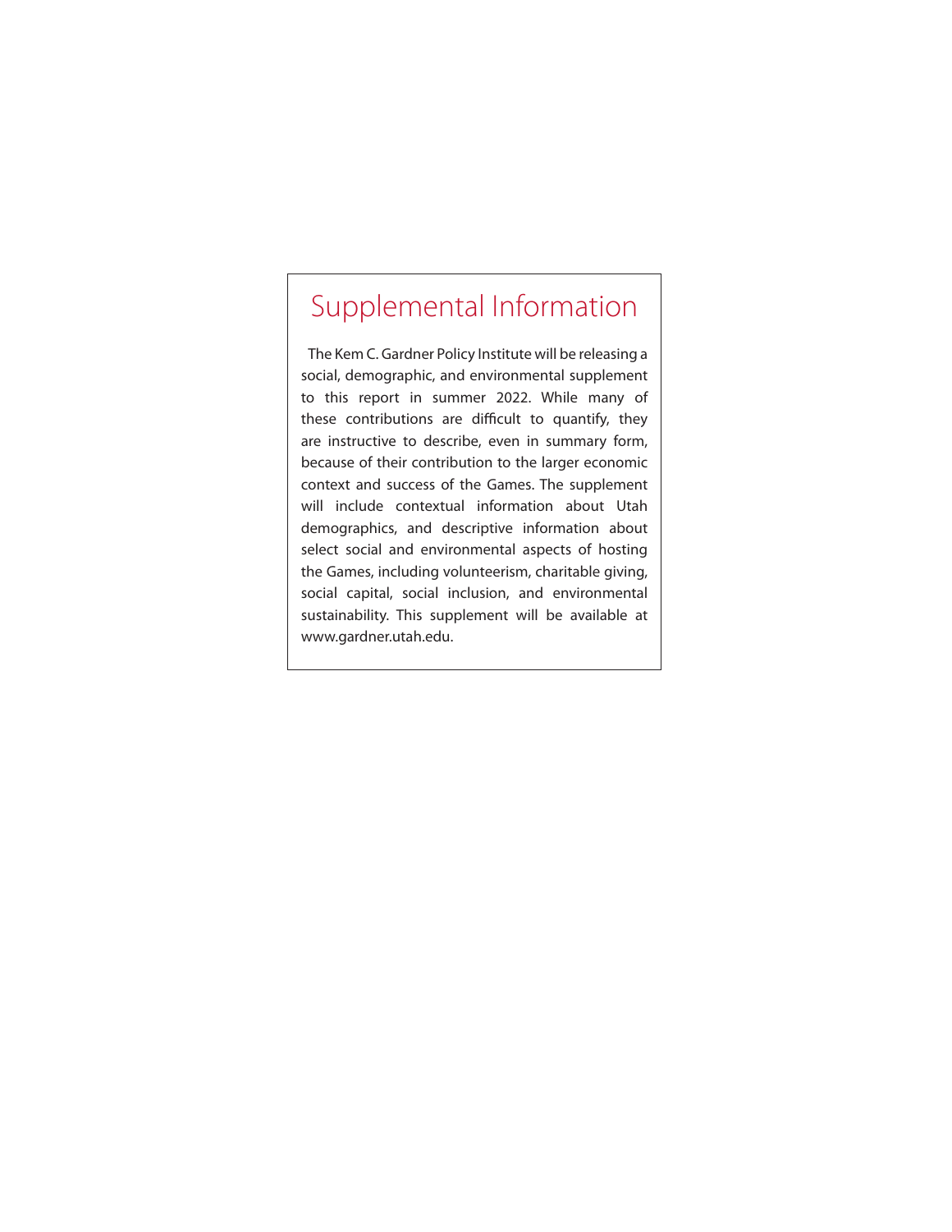## Supplemental Information

The Kem C. Gardner Policy Institute will be releasing a social, demographic, and environmental supplement to this report in summer 2022. While many of these contributions are difficult to quantify, they are instructive to describe, even in summary form, because of their contribution to the larger economic context and success of the Games. The supplement will include contextual information about Utah demographics, and descriptive information about select social and environmental aspects of hosting the Games, including volunteerism, charitable giving, social capital, social inclusion, and environmental sustainability. This supplement will be available at www.gardner.utah.edu.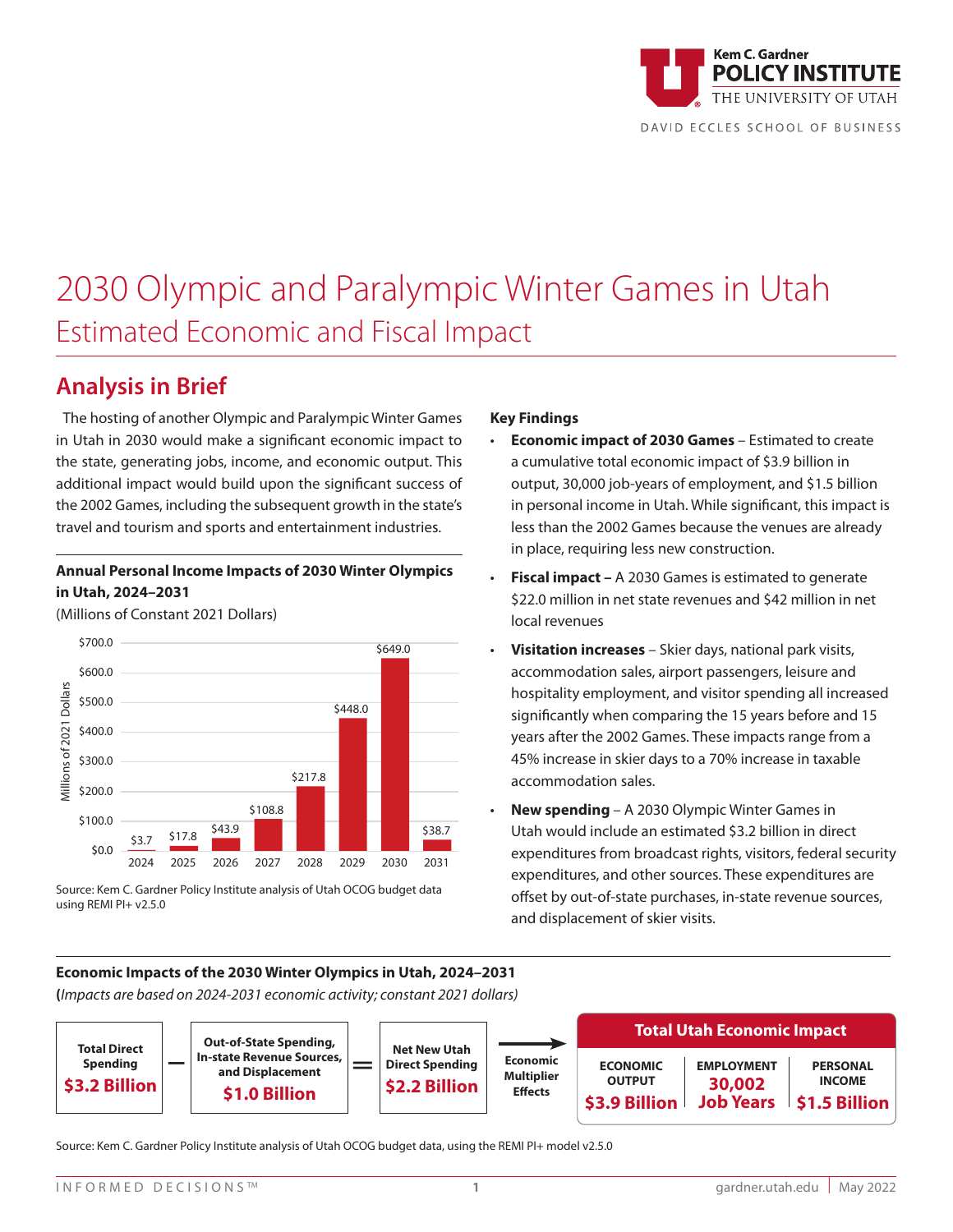Kem C. Gardner
POLICY INSTITUTE
THE UNIVERSITY OF UTAH

DAVID ECCLES SCHOOL OF BUSINESS

# 2030 Olympic and Paralympic Winter Games in Utah

## Estimated Economic and Fiscal Impact

## Analysis in Brief

The hosting of another Olympic and Paralympic Winter Games in Utah in 2030 would make a significant economic impact to the state, generating jobs, income, and economic output. This additional impact would build upon the significant success of the 2002 Games, including the subsequent growth in the state's travel and tourism and sports and entertainment industries.

**Annual Personal Income Impacts of 2030 Winter Olympics in Utah, 2024–2031**

(Millions of Constant 2021 Dollars)

| Year | Millions of 2021 Dollars |
|---|---|
| 2024 | $3.7 |
| 2025 | $17.8 |
| 2026 | $43.9 |
| 2027 | $108.8 |
| 2028 | $217.8 |
| 2029 | $448.0 |
| 2030 | $649.0 |
| 2031 | $38.7 |

Source: Kem C. Gardner Policy Institute analysis of Utah OCOG budget data using REMI PI+ v2.5.0

**Key Findings**

- **Economic impact of 2030 Games** – Estimated to create a cumulative total economic impact of $3.9 billion in output, 30,000 job-years of employment, and $1.5 billion in personal income in Utah. While significant, this impact is less than the 2002 Games because the venues are already in place, requiring less new construction.
- **Fiscal impact –** A 2030 Games is estimated to generate $22.0 million in net state revenues and $42 million in net local revenues
- **Visitation increases** – Skier days, national park visits, accommodation sales, airport passengers, leisure and hospitality employment, and visitor spending all increased significantly when comparing the 15 years before and 15 years after the 2002 Games. These impacts range from a 45% increase in skier days to a 70% increase in taxable accommodation sales.
- **New spending** – A 2030 Olympic Winter Games in Utah would include an estimated $3.2 billion in direct expenditures from broadcast rights, visitors, federal security expenditures, and other sources. These expenditures are offset by out-of-state purchases, in-state revenue sources, and displacement of skier visits.

**Economic Impacts of the 2030 Winter Olympics in Utah, 2024–2031**

*(Impacts are based on 2024-2031 economic activity; constant 2021 dollars)*

Total Direct Spending **$3.2 Billion** – Out-of-State Spending, In-state Revenue Sources, and Displacement **$1.0 Billion** = Net New Utah Direct Spending **$2.2 Billion** → Economic Multiplier Effects →

| Total Utah Economic Impact | | |
|---|---|---|
| ECONOMIC OUTPUT | EMPLOYMENT | PERSONAL INCOME |
| **$3.9 Billion** | **30,002 Job Years** | **$1.5 Billion** |

Source: Kem C. Gardner Policy Institute analysis of Utah OCOG budget data, using the REMI PI+ model v2.5.0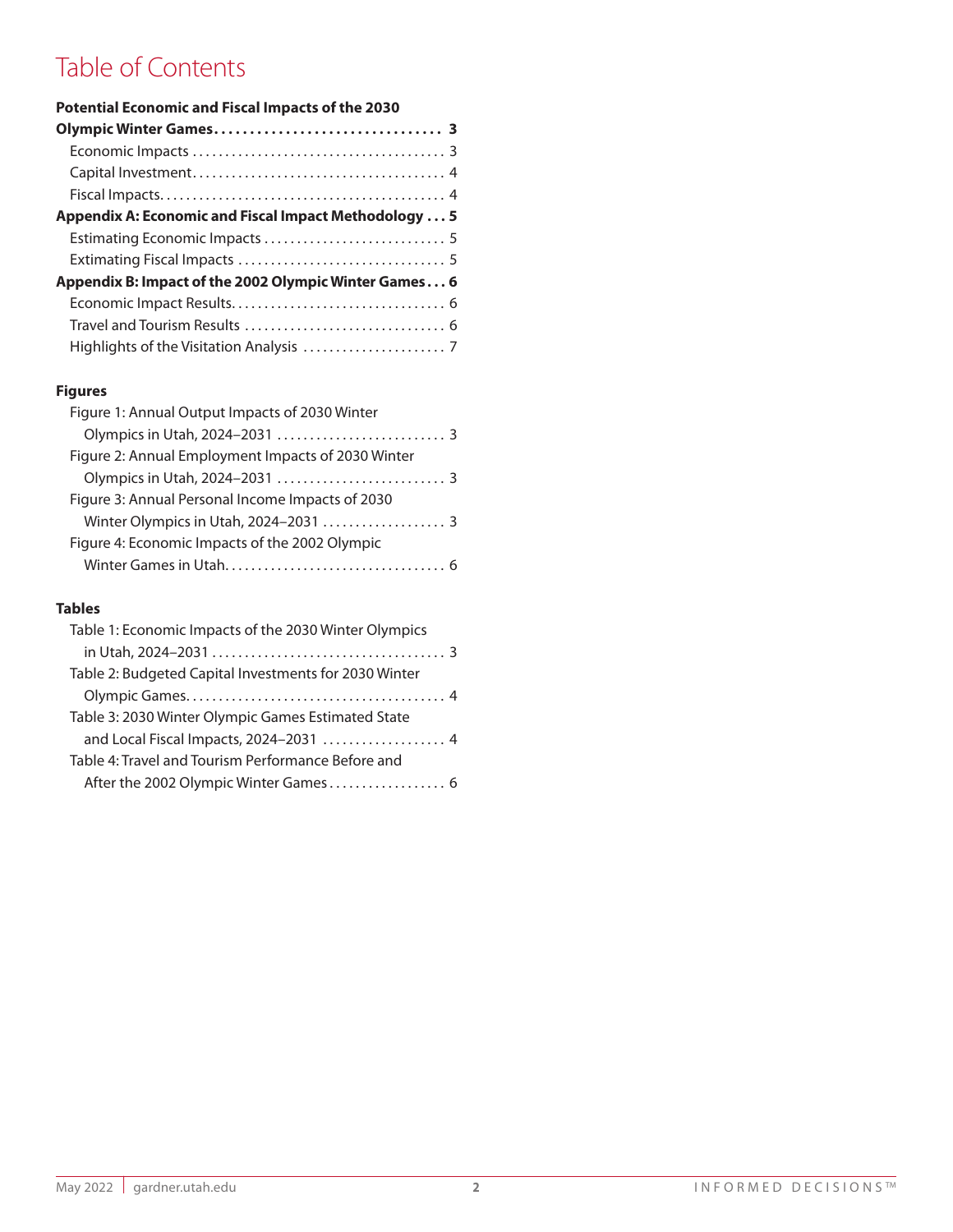# Table of Contents

**Potential Economic and Fiscal Impacts of the 2030 Olympic Winter Games . . . . . . . . . . . . . . . . . . . . . . . . . . . . . . . 3**

- Economic Impacts . . . . . . . . . . . . . . . . . . . . . . . . . . . . . . . . . . . . . . 3
- Capital Investment . . . . . . . . . . . . . . . . . . . . . . . . . . . . . . . . . . . . . . 4
- Fiscal Impacts . . . . . . . . . . . . . . . . . . . . . . . . . . . . . . . . . . . . . . . . . . 4

**Appendix A: Economic and Fiscal Impact Methodology . . . 5**

- Estimating Economic Impacts . . . . . . . . . . . . . . . . . . . . . . . . . . . 5
- Extimating Fiscal Impacts . . . . . . . . . . . . . . . . . . . . . . . . . . . . . . . 5

**Appendix B: Impact of the 2002 Olympic Winter Games . . . 6**

- Economic Impact Results . . . . . . . . . . . . . . . . . . . . . . . . . . . . . . . . 6
- Travel and Tourism Results . . . . . . . . . . . . . . . . . . . . . . . . . . . . . . 6
- Highlights of the Visitation Analysis . . . . . . . . . . . . . . . . . . . . . 7

### Figures

- Figure 1: Annual Output Impacts of 2030 Winter Olympics in Utah, 2024–2031 . . . . . . . . . . . . . . . . . . . . . . . . . 3
- Figure 2: Annual Employment Impacts of 2030 Winter Olympics in Utah, 2024–2031 . . . . . . . . . . . . . . . . . . . . . . . . . 3
- Figure 3: Annual Personal Income Impacts of 2030 Winter Olympics in Utah, 2024–2031 . . . . . . . . . . . . . . . . . . 3
- Figure 4: Economic Impacts of the 2002 Olympic Winter Games in Utah . . . . . . . . . . . . . . . . . . . . . . . . . . . . . . . . . 6

### Tables

- Table 1: Economic Impacts of the 2030 Winter Olympics in Utah, 2024–2031 . . . . . . . . . . . . . . . . . . . . . . . . . . . . . . . . . . . 3
- Table 2: Budgeted Capital Investments for 2030 Winter Olympic Games . . . . . . . . . . . . . . . . . . . . . . . . . . . . . . . . . . . . . . . 4
- Table 3: 2030 Winter Olympic Games Estimated State and Local Fiscal Impacts, 2024–2031 . . . . . . . . . . . . . . . . . . 4
- Table 4: Travel and Tourism Performance Before and After the 2002 Olympic Winter Games . . . . . . . . . . . . . . . . . 6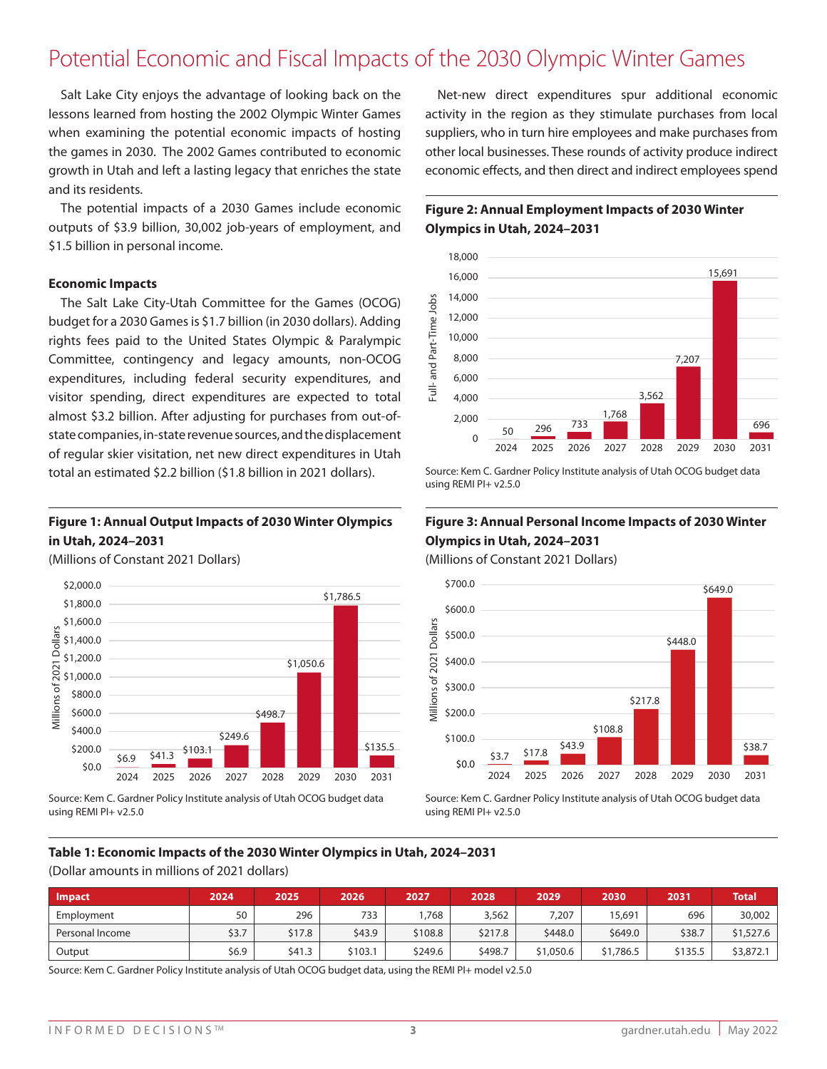# Potential Economic and Fiscal Impacts of the 2030 Olympic Winter Games

Salt Lake City enjoys the advantage of looking back on the lessons learned from hosting the 2002 Olympic Winter Games when examining the potential economic impacts of hosting the games in 2030. The 2002 Games contributed to economic growth in Utah and left a lasting legacy that enriches the state and its residents.

The potential impacts of a 2030 Games include economic outputs of $3.9 billion, 30,002 job-years of employment, and $1.5 billion in personal income.

### Economic Impacts

The Salt Lake City-Utah Committee for the Games (OCOG) budget for a 2030 Games is $1.7 billion (in 2030 dollars). Adding rights fees paid to the United States Olympic & Paralympic Committee, contingency and legacy amounts, non-OCOG expenditures, including federal security expenditures, and visitor spending, direct expenditures are expected to total almost $3.2 billion. After adjusting for purchases from out-of-state companies, in-state revenue sources, and the displacement of regular skier visitation, net new direct expenditures in Utah total an estimated $2.2 billion ($1.8 billion in 2021 dollars).

**Figure 1: Annual Output Impacts of 2030 Winter Olympics in Utah, 2024–2031**

(Millions of Constant 2021 Dollars)

| Year | Output |
|---|---|
| 2024 | $6.9 |
| 2025 | $41.3 |
| 2026 | $103.1 |
| 2027 | $249.6 |
| 2028 | $498.7 |
| 2029 | $1,050.6 |
| 2030 | $1,786.5 |
| 2031 | $135.5 |

Source: Kem C. Gardner Policy Institute analysis of Utah OCOG budget data using REMI PI+ v2.5.0

Net-new direct expenditures spur additional economic activity in the region as they stimulate purchases from local suppliers, who in turn hire employees and make purchases from other local businesses. These rounds of activity produce indirect economic effects, and then direct and indirect employees spend

**Figure 2: Annual Employment Impacts of 2030 Winter Olympics in Utah, 2024–2031**

| Year | Full- and Part-Time Jobs |
|---|---|
| 2024 | 50 |
| 2025 | 296 |
| 2026 | 733 |
| 2027 | 1,768 |
| 2028 | 3,562 |
| 2029 | 7,207 |
| 2030 | 15,691 |
| 2031 | 696 |

Source: Kem C. Gardner Policy Institute analysis of Utah OCOG budget data using REMI PI+ v2.5.0

**Figure 3: Annual Personal Income Impacts of 2030 Winter Olympics in Utah, 2024–2031**

(Millions of Constant 2021 Dollars)

| Year | Personal Income |
|---|---|
| 2024 | $3.7 |
| 2025 | $17.8 |
| 2026 | $43.9 |
| 2027 | $108.8 |
| 2028 | $217.8 |
| 2029 | $448.0 |
| 2030 | $649.0 |
| 2031 | $38.7 |

Source: Kem C. Gardner Policy Institute analysis of Utah OCOG budget data using REMI PI+ v2.5.0

**Table 1: Economic Impacts of the 2030 Winter Olympics in Utah, 2024–2031**

(Dollar amounts in millions of 2021 dollars)

| Impact | 2024 | 2025 | 2026 | 2027 | 2028 | 2029 | 2030 | 2031 | Total |
|---|---|---|---|---|---|---|---|---|---|
| Employment | 50 | 296 | 733 | 1,768 | 3,562 | 7,207 | 15,691 | 696 | 30,002 |
| Personal Income | $3.7 | $17.8 | $43.9 | $108.8 | $217.8 | $448.0 | $649.0 | $38.7 | $1,527.6 |
| Output | $6.9 | $41.3 | $103.1 | $249.6 | $498.7 | $1,050.6 | $1,786.5 | $135.5 | $3,872.1 |

Source: Kem C. Gardner Policy Institute analysis of Utah OCOG budget data, using the REMI PI+ model v2.5.0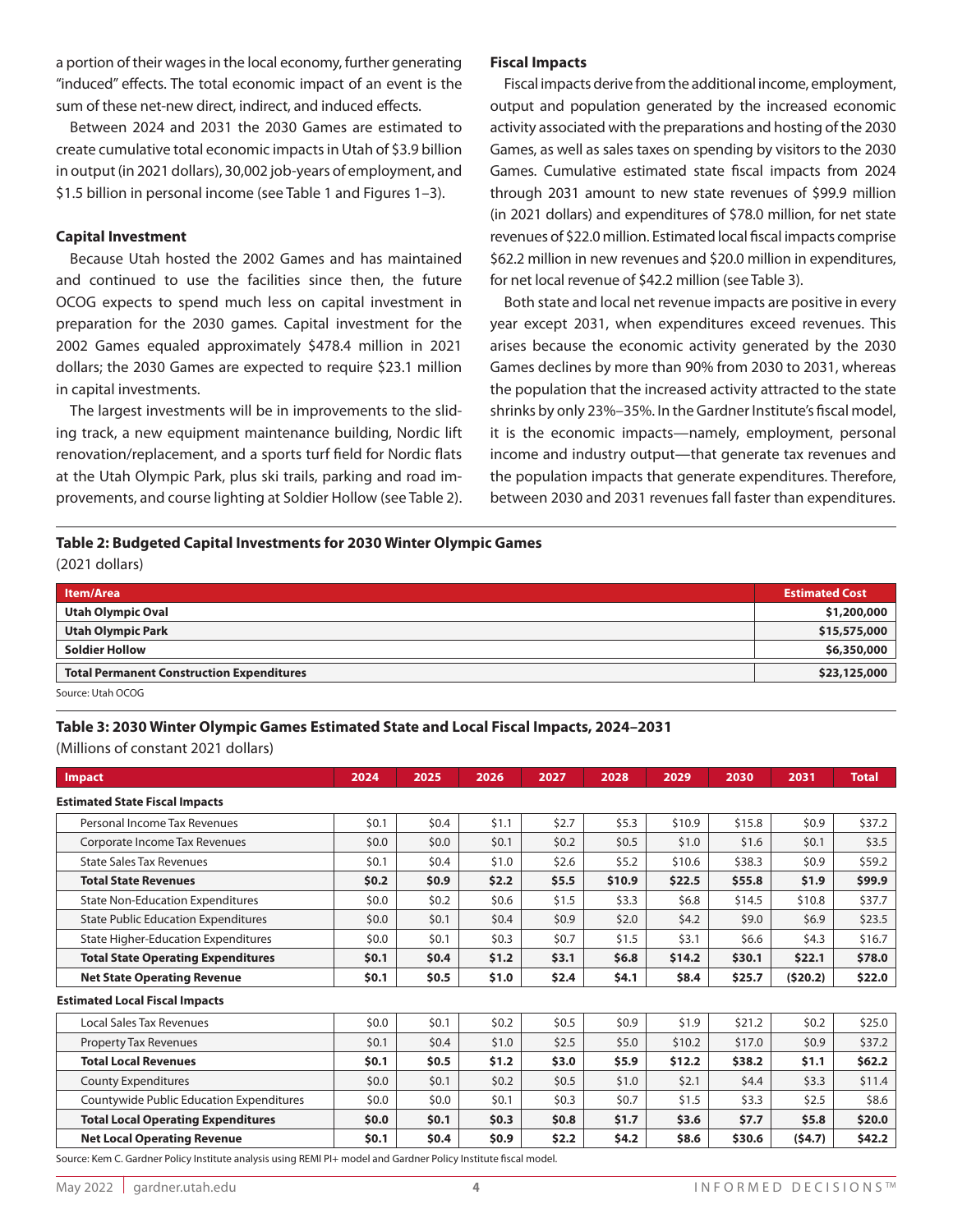a portion of their wages in the local economy, further generating "induced" effects. The total economic impact of an event is the sum of these net-new direct, indirect, and induced effects.

Between 2024 and 2031 the 2030 Games are estimated to create cumulative total economic impacts in Utah of $3.9 billion in output (in 2021 dollars), 30,002 job-years of employment, and $1.5 billion in personal income (see Table 1 and Figures 1–3).

### Capital Investment

Because Utah hosted the 2002 Games and has maintained and continued to use the facilities since then, the future OCOG expects to spend much less on capital investment in preparation for the 2030 games. Capital investment for the 2002 Games equaled approximately $478.4 million in 2021 dollars; the 2030 Games are expected to require $23.1 million in capital investments.

The largest investments will be in improvements to the sliding track, a new equipment maintenance building, Nordic lift renovation/replacement, and a sports turf field for Nordic flats at the Utah Olympic Park, plus ski trails, parking and road improvements, and course lighting at Soldier Hollow (see Table 2).

### Fiscal Impacts

Fiscal impacts derive from the additional income, employment, output and population generated by the increased economic activity associated with the preparations and hosting of the 2030 Games, as well as sales taxes on spending by visitors to the 2030 Games. Cumulative estimated state fiscal impacts from 2024 through 2031 amount to new state revenues of $99.9 million (in 2021 dollars) and expenditures of $78.0 million, for net state revenues of $22.0 million. Estimated local fiscal impacts comprise $62.2 million in new revenues and $20.0 million in expenditures, for net local revenue of $42.2 million (see Table 3).

Both state and local net revenue impacts are positive in every year except 2031, when expenditures exceed revenues. This arises because the economic activity generated by the 2030 Games declines by more than 90% from 2030 to 2031, whereas the population that the increased activity attracted to the state shrinks by only 23%–35%. In the Gardner Institute's fiscal model, it is the economic impacts—namely, employment, personal income and industry output—that generate tax revenues and the population impacts that generate expenditures. Therefore, between 2030 and 2031 revenues fall faster than expenditures.

**Table 2: Budgeted Capital Investments for 2030 Winter Olympic Games**
(2021 dollars)

| Item/Area | Estimated Cost |
|---|---|
| **Utah Olympic Oval** | **$1,200,000** |
| **Utah Olympic Park** | **$15,575,000** |
| **Soldier Hollow** | **$6,350,000** |
| **Total Permanent Construction Expenditures** | **$23,125,000** |

Source: Utah OCOG

**Table 3: 2030 Winter Olympic Games Estimated State and Local Fiscal Impacts, 2024–2031**
(Millions of constant 2021 dollars)

| Impact | 2024 | 2025 | 2026 | 2027 | 2028 | 2029 | 2030 | 2031 | Total |
|---|---|---|---|---|---|---|---|---|---|
| **Estimated State Fiscal Impacts** | | | | | | | | | |
| Personal Income Tax Revenues | $0.1 | $0.4 | $1.1 | $2.7 | $5.3 | $10.9 | $15.8 | $0.9 | $37.2 |
| Corporate Income Tax Revenues | $0.0 | $0.0 | $0.1 | $0.2 | $0.5 | $1.0 | $1.6 | $0.1 | $3.5 |
| State Sales Tax Revenues | $0.1 | $0.4 | $1.0 | $2.6 | $5.2 | $10.6 | $38.3 | $0.9 | $59.2 |
| **Total State Revenues** | **$0.2** | **$0.9** | **$2.2** | **$5.5** | **$10.9** | **$22.5** | **$55.8** | **$1.9** | **$99.9** |
| State Non-Education Expenditures | $0.0 | $0.2 | $0.6 | $1.5 | $3.3 | $6.8 | $14.5 | $10.8 | $37.7 |
| State Public Education Expenditures | $0.0 | $0.1 | $0.4 | $0.9 | $2.0 | $4.2 | $9.0 | $6.9 | $23.5 |
| State Higher-Education Expenditures | $0.0 | $0.1 | $0.3 | $0.7 | $1.5 | $3.1 | $6.6 | $4.3 | $16.7 |
| **Total State Operating Expenditures** | **$0.1** | **$0.4** | **$1.2** | **$3.1** | **$6.8** | **$14.2** | **$30.1** | **$22.1** | **$78.0** |
| **Net State Operating Revenue** | **$0.1** | **$0.5** | **$1.0** | **$2.4** | **$4.1** | **$8.4** | **$25.7** | **($20.2)** | **$22.0** |
| **Estimated Local Fiscal Impacts** | | | | | | | | | |
| Local Sales Tax Revenues | $0.0 | $0.1 | $0.2 | $0.5 | $0.9 | $1.9 | $21.2 | $0.2 | $25.0 |
| Property Tax Revenues | $0.1 | $0.4 | $1.0 | $2.5 | $5.0 | $10.2 | $17.0 | $0.9 | $37.2 |
| **Total Local Revenues** | **$0.1** | **$0.5** | **$1.2** | **$3.0** | **$5.9** | **$12.2** | **$38.2** | **$1.1** | **$62.2** |
| County Expenditures | $0.0 | $0.1 | $0.2 | $0.5 | $1.0 | $2.1 | $4.4 | $3.3 | $11.4 |
| Countywide Public Education Expenditures | $0.0 | $0.0 | $0.1 | $0.3 | $0.7 | $1.5 | $3.3 | $2.5 | $8.6 |
| **Total Local Operating Expenditures** | **$0.0** | **$0.1** | **$0.3** | **$0.8** | **$1.7** | **$3.6** | **$7.7** | **$5.8** | **$20.0** |
| **Net Local Operating Revenue** | **$0.1** | **$0.4** | **$0.9** | **$2.2** | **$4.2** | **$8.6** | **$30.6** | **($4.7)** | **$42.2** |

Source: Kem C. Gardner Policy Institute analysis using REMI PI+ model and Gardner Policy Institute fiscal model.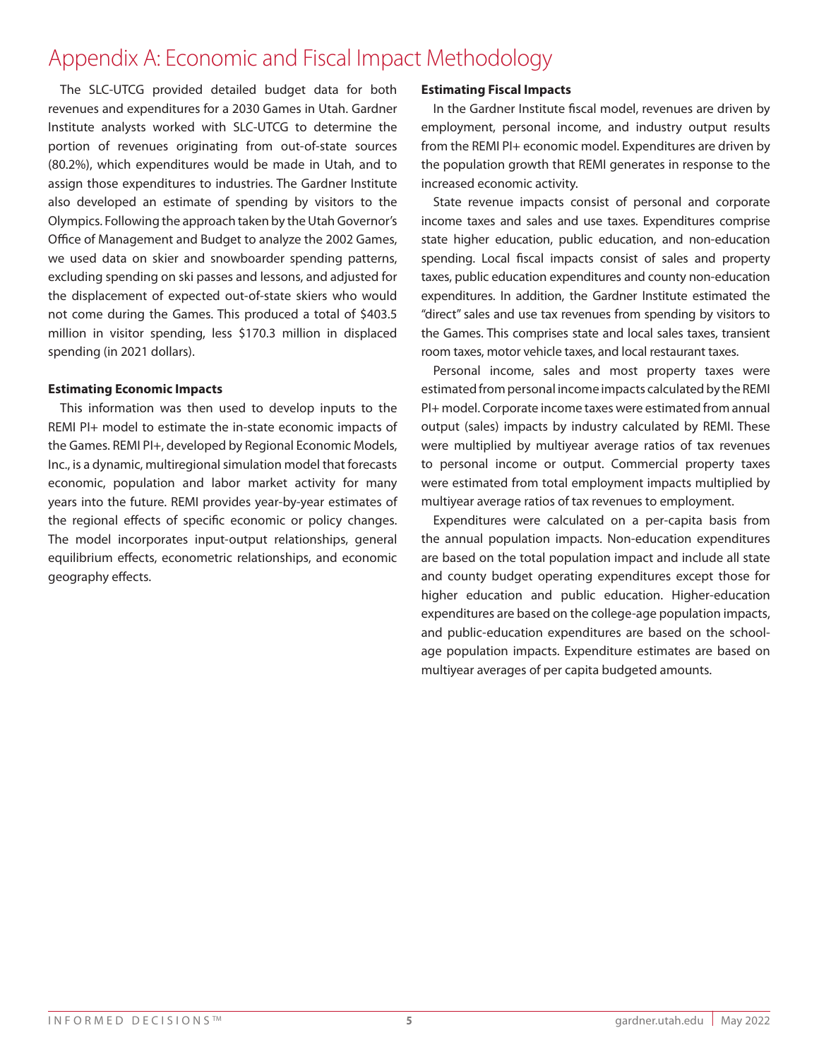# Appendix A: Economic and Fiscal Impact Methodology

The SLC-UTCG provided detailed budget data for both revenues and expenditures for a 2030 Games in Utah. Gardner Institute analysts worked with SLC-UTCG to determine the portion of revenues originating from out-of-state sources (80.2%), which expenditures would be made in Utah, and to assign those expenditures to industries. The Gardner Institute also developed an estimate of spending by visitors to the Olympics. Following the approach taken by the Utah Governor's Office of Management and Budget to analyze the 2002 Games, we used data on skier and snowboarder spending patterns, excluding spending on ski passes and lessons, and adjusted for the displacement of expected out-of-state skiers who would not come during the Games. This produced a total of $403.5 million in visitor spending, less $170.3 million in displaced spending (in 2021 dollars).

**Estimating Economic Impacts**

This information was then used to develop inputs to the REMI PI+ model to estimate the in-state economic impacts of the Games. REMI PI+, developed by Regional Economic Models, Inc., is a dynamic, multiregional simulation model that forecasts economic, population and labor market activity for many years into the future. REMI provides year-by-year estimates of the regional effects of specific economic or policy changes. The model incorporates input-output relationships, general equilibrium effects, econometric relationships, and economic geography effects.

**Estimating Fiscal Impacts**

In the Gardner Institute fiscal model, revenues are driven by employment, personal income, and industry output results from the REMI PI+ economic model. Expenditures are driven by the population growth that REMI generates in response to the increased economic activity.

State revenue impacts consist of personal and corporate income taxes and sales and use taxes. Expenditures comprise state higher education, public education, and non-education spending. Local fiscal impacts consist of sales and property taxes, public education expenditures and county non-education expenditures. In addition, the Gardner Institute estimated the "direct" sales and use tax revenues from spending by visitors to the Games. This comprises state and local sales taxes, transient room taxes, motor vehicle taxes, and local restaurant taxes.

Personal income, sales and most property taxes were estimated from personal income impacts calculated by the REMI PI+ model. Corporate income taxes were estimated from annual output (sales) impacts by industry calculated by REMI. These were multiplied by multiyear average ratios of tax revenues to personal income or output. Commercial property taxes were estimated from total employment impacts multiplied by multiyear average ratios of tax revenues to employment.

Expenditures were calculated on a per-capita basis from the annual population impacts. Non-education expenditures are based on the total population impact and include all state and county budget operating expenditures except those for higher education and public education. Higher-education expenditures are based on the college-age population impacts, and public-education expenditures are based on the school-age population impacts. Expenditure estimates are based on multiyear averages of per capita budgeted amounts.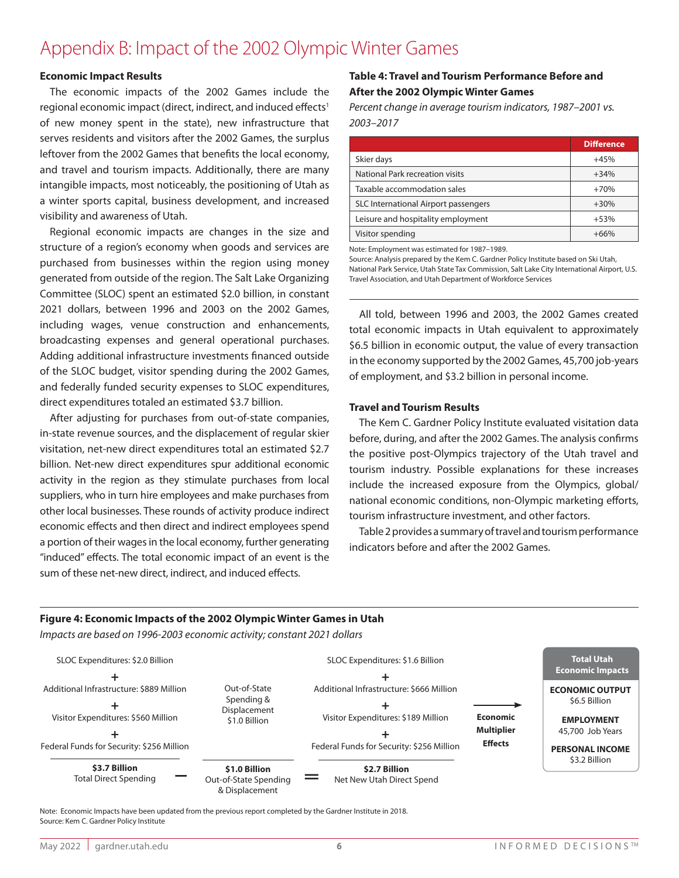# Appendix B: Impact of the 2002 Olympic Winter Games

### Economic Impact Results

The economic impacts of the 2002 Games include the regional economic impact (direct, indirect, and induced effects[1] of new money spent in the state), new infrastructure that serves residents and visitors after the 2002 Games, the surplus leftover from the 2002 Games that benefits the local economy, and travel and tourism impacts. Additionally, there are many intangible impacts, most noticeably, the positioning of Utah as a winter sports capital, business development, and increased visibility and awareness of Utah.

Regional economic impacts are changes in the size and structure of a region's economy when goods and services are purchased from businesses within the region using money generated from outside of the region. The Salt Lake Organizing Committee (SLOC) spent an estimated $2.0 billion, in constant 2021 dollars, between 1996 and 2003 on the 2002 Games, including wages, venue construction and enhancements, broadcasting expenses and general operational purchases. Adding additional infrastructure investments financed outside of the SLOC budget, visitor spending during the 2002 Games, and federally funded security expenses to SLOC expenditures, direct expenditures totaled an estimated $3.7 billion.

After adjusting for purchases from out-of-state companies, in-state revenue sources, and the displacement of regular skier visitation, net-new direct expenditures total an estimated $2.7 billion. Net-new direct expenditures spur additional economic activity in the region as they stimulate purchases from local suppliers, who in turn hire employees and make purchases from other local businesses. These rounds of activity produce indirect economic effects and then direct and indirect employees spend a portion of their wages in the local economy, further generating "induced" effects. The total economic impact of an event is the sum of these net-new direct, indirect, and induced effects.

**Table 4: Travel and Tourism Performance Before and After the 2002 Olympic Winter Games**

*Percent change in average tourism indicators, 1987–2001 vs. 2003–2017*

| | Difference |
|---|---|
| Skier days | +45% |
| National Park recreation visits | +34% |
| Taxable accommodation sales | +70% |
| SLC International Airport passengers | +30% |
| Leisure and hospitality employment | +53% |
| Visitor spending | +66% |

Note: Employment was estimated for 1987–1989.
Source: Analysis prepared by the Kem C. Gardner Policy Institute based on Ski Utah, National Park Service, Utah State Tax Commission, Salt Lake City International Airport, U.S. Travel Association, and Utah Department of Workforce Services

All told, between 1996 and 2003, the 2002 Games created total economic impacts in Utah equivalent to approximately $6.5 billion in economic output, the value of every transaction in the economy supported by the 2002 Games, 45,700 job-years of employment, and $3.2 billion in personal income.

### Travel and Tourism Results

The Kem C. Gardner Policy Institute evaluated visitation data before, during, and after the 2002 Games. The analysis confirms the positive post-Olympics trajectory of the Utah travel and tourism industry. Possible explanations for these increases include the increased exposure from the Olympics, global/national economic conditions, non-Olympic marketing efforts, tourism infrastructure investment, and other factors.

Table 2 provides a summary of travel and tourism performance indicators before and after the 2002 Games.

**Figure 4: Economic Impacts of the 2002 Olympic Winter Games in Utah**

*Impacts are based on 1996-2003 economic activity; constant 2021 dollars*

SLOC Expenditures: $2.0 Billion
\+ Additional Infrastructure: $889 Million
\+ Visitor Expenditures: $560 Million
\+ Federal Funds for Security: $256 Million
= **$3.7 Billion** Total Direct Spending

− Out-of-State Spending & Displacement $1.0 Billion (**$1.0 Billion** Out-of-State Spending & Displacement)

= SLOC Expenditures: $1.6 Billion
\+ Additional Infrastructure: $666 Million
\+ Visitor Expenditures: $189 Million
\+ Federal Funds for Security: $256 Million
= **$2.7 Billion** Net New Utah Direct Spend

→ Economic Multiplier Effects →

**Total Utah Economic Impacts**

- **ECONOMIC OUTPUT** $6.5 Billion
- **EMPLOYMENT** 45,700 Job Years
- **PERSONAL INCOME** $3.2 Billion

Note: Economic Impacts have been updated from the previous report completed by the Gardner Institute in 2018.
Source: Kem C. Gardner Policy Institute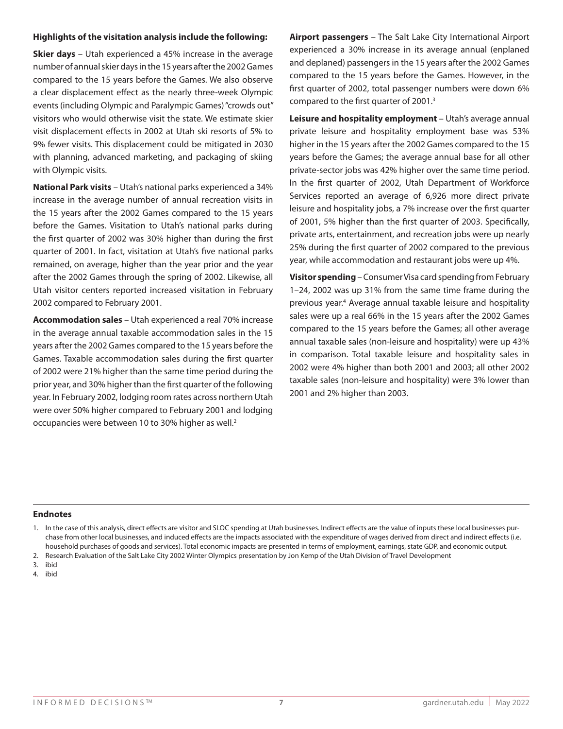**Highlights of the visitation analysis include the following:**

**Skier days** – Utah experienced a 45% increase in the average number of annual skier days in the 15 years after the 2002 Games compared to the 15 years before the Games. We also observe a clear displacement effect as the nearly three-week Olympic events (including Olympic and Paralympic Games) "crowds out" visitors who would otherwise visit the state. We estimate skier visit displacement effects in 2002 at Utah ski resorts of 5% to 9% fewer visits. This displacement could be mitigated in 2030 with planning, advanced marketing, and packaging of skiing with Olympic visits.

**National Park visits** – Utah's national parks experienced a 34% increase in the average number of annual recreation visits in the 15 years after the 2002 Games compared to the 15 years before the Games. Visitation to Utah's national parks during the first quarter of 2002 was 30% higher than during the first quarter of 2001. In fact, visitation at Utah's five national parks remained, on average, higher than the year prior and the year after the 2002 Games through the spring of 2002. Likewise, all Utah visitor centers reported increased visitation in February 2002 compared to February 2001.

**Accommodation sales** – Utah experienced a real 70% increase in the average annual taxable accommodation sales in the 15 years after the 2002 Games compared to the 15 years before the Games. Taxable accommodation sales during the first quarter of 2002 were 21% higher than the same time period during the prior year, and 30% higher than the first quarter of the following year. In February 2002, lodging room rates across northern Utah were over 50% higher compared to February 2001 and lodging occupancies were between 10 to 30% higher as well.[2]

**Airport passengers** – The Salt Lake City International Airport experienced a 30% increase in its average annual (enplaned and deplaned) passengers in the 15 years after the 2002 Games compared to the 15 years before the Games. However, in the first quarter of 2002, total passenger numbers were down 6% compared to the first quarter of 2001.[3]

**Leisure and hospitality employment** – Utah's average annual private leisure and hospitality employment base was 53% higher in the 15 years after the 2002 Games compared to the 15 years before the Games; the average annual base for all other private-sector jobs was 42% higher over the same time period. In the first quarter of 2002, Utah Department of Workforce Services reported an average of 6,926 more direct private leisure and hospitality jobs, a 7% increase over the first quarter of 2001, 5% higher than the first quarter of 2003. Specifically, private arts, entertainment, and recreation jobs were up nearly 25% during the first quarter of 2002 compared to the previous year, while accommodation and restaurant jobs were up 4%.

**Visitor spending** – Consumer Visa card spending from February 1–24, 2002 was up 31% from the same time frame during the previous year.[4] Average annual taxable leisure and hospitality sales were up a real 66% in the 15 years after the 2002 Games compared to the 15 years before the Games; all other average annual taxable sales (non-leisure and hospitality) were up 43% in comparison. Total taxable leisure and hospitality sales in 2002 were 4% higher than both 2001 and 2003; all other 2002 taxable sales (non-leisure and hospitality) were 3% lower than 2001 and 2% higher than 2003.

## Endnotes

1. In the case of this analysis, direct effects are visitor and SLOC spending at Utah businesses. Indirect effects are the value of inputs these local businesses purchase from other local businesses, and induced effects are the impacts associated with the expenditure of wages derived from direct and indirect effects (i.e. household purchases of goods and services). Total economic impacts are presented in terms of employment, earnings, state GDP, and economic output.
2. Research Evaluation of the Salt Lake City 2002 Winter Olympics presentation by Jon Kemp of the Utah Division of Travel Development
3. ibid
4. ibid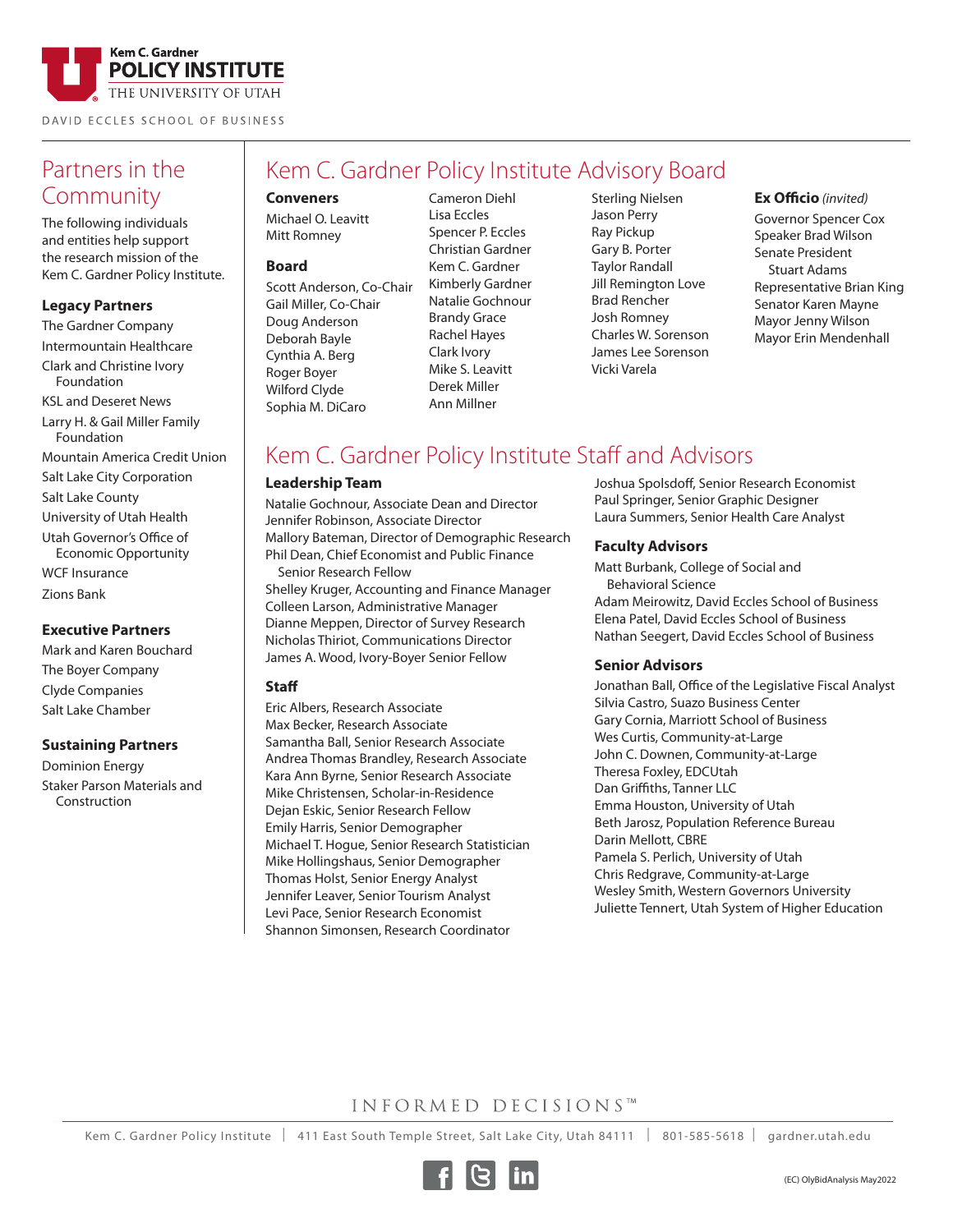Kem C. Gardner POLICY INSTITUTE
THE UNIVERSITY OF UTAH

DAVID ECCLES SCHOOL OF BUSINESS

## Partners in the Community

The following individuals and entities help support the research mission of the Kem C. Gardner Policy Institute.

### Legacy Partners

The Gardner Company
Intermountain Healthcare
Clark and Christine Ivory Foundation
KSL and Deseret News
Larry H. & Gail Miller Family Foundation
Mountain America Credit Union
Salt Lake City Corporation
Salt Lake County
University of Utah Health
Utah Governor's Office of Economic Opportunity
WCF Insurance
Zions Bank

### Executive Partners

Mark and Karen Bouchard
The Boyer Company
Clyde Companies
Salt Lake Chamber

### Sustaining Partners

Dominion Energy
Staker Parson Materials and Construction

## Kem C. Gardner Policy Institute Advisory Board

### Conveners

Michael O. Leavitt
Mitt Romney

### Board

Scott Anderson, Co-Chair
Gail Miller, Co-Chair
Doug Anderson
Deborah Bayle
Cynthia A. Berg
Roger Boyer
Wilford Clyde
Sophia M. DiCaro
Cameron Diehl
Lisa Eccles
Spencer P. Eccles
Christian Gardner
Kem C. Gardner
Kimberly Gardner
Natalie Gochnour
Brandy Grace
Rachel Hayes
Clark Ivory
Mike S. Leavitt
Derek Miller
Ann Millner
Sterling Nielsen
Jason Perry
Ray Pickup
Gary B. Porter
Taylor Randall
Jill Remington Love
Brad Rencher
Josh Romney
Charles W. Sorenson
James Lee Sorenson
Vicki Varela

### Ex Officio *(invited)*

Governor Spencer Cox
Speaker Brad Wilson
Senate President Stuart Adams
Representative Brian King
Senator Karen Mayne
Mayor Jenny Wilson
Mayor Erin Mendenhall

## Kem C. Gardner Policy Institute Staff and Advisors

### Leadership Team

Natalie Gochnour, Associate Dean and Director
Jennifer Robinson, Associate Director
Mallory Bateman, Director of Demographic Research
Phil Dean, Chief Economist and Public Finance Senior Research Fellow
Shelley Kruger, Accounting and Finance Manager
Colleen Larson, Administrative Manager
Dianne Meppen, Director of Survey Research
Nicholas Thiriot, Communications Director
James A. Wood, Ivory-Boyer Senior Fellow

### Staff

Eric Albers, Research Associate
Max Becker, Research Associate
Samantha Ball, Senior Research Associate
Andrea Thomas Brandley, Research Associate
Kara Ann Byrne, Senior Research Associate
Mike Christensen, Scholar-in-Residence
Dejan Eskic, Senior Research Fellow
Emily Harris, Senior Demographer
Michael T. Hogue, Senior Research Statistician
Mike Hollingshaus, Senior Demographer
Thomas Holst, Senior Energy Analyst
Jennifer Leaver, Senior Tourism Analyst
Levi Pace, Senior Research Economist
Shannon Simonsen, Research Coordinator
Joshua Spolsdoff, Senior Research Economist
Paul Springer, Senior Graphic Designer
Laura Summers, Senior Health Care Analyst

### Faculty Advisors

Matt Burbank, College of Social and Behavioral Science
Adam Meirowitz, David Eccles School of Business
Elena Patel, David Eccles School of Business
Nathan Seegert, David Eccles School of Business

### Senior Advisors

Jonathan Ball, Office of the Legislative Fiscal Analyst
Silvia Castro, Suazo Business Center
Gary Cornia, Marriott School of Business
Wes Curtis, Community-at-Large
John C. Downen, Community-at-Large
Theresa Foxley, EDCUtah
Dan Griffiths, Tanner LLC
Emma Houston, University of Utah
Beth Jarosz, Population Reference Bureau
Darin Mellott, CBRE
Pamela S. Perlich, University of Utah
Chris Redgrave, Community-at-Large
Wesley Smith, Western Governors University
Juliette Tennert, Utah System of Higher Education

INFORMED DECISIONS™

Kem C. Gardner Policy Institute | 411 East South Temple Street, Salt Lake City, Utah 84111 | 801-585-5618 | gardner.utah.edu

(EC) OlyBidAnalysis May2022